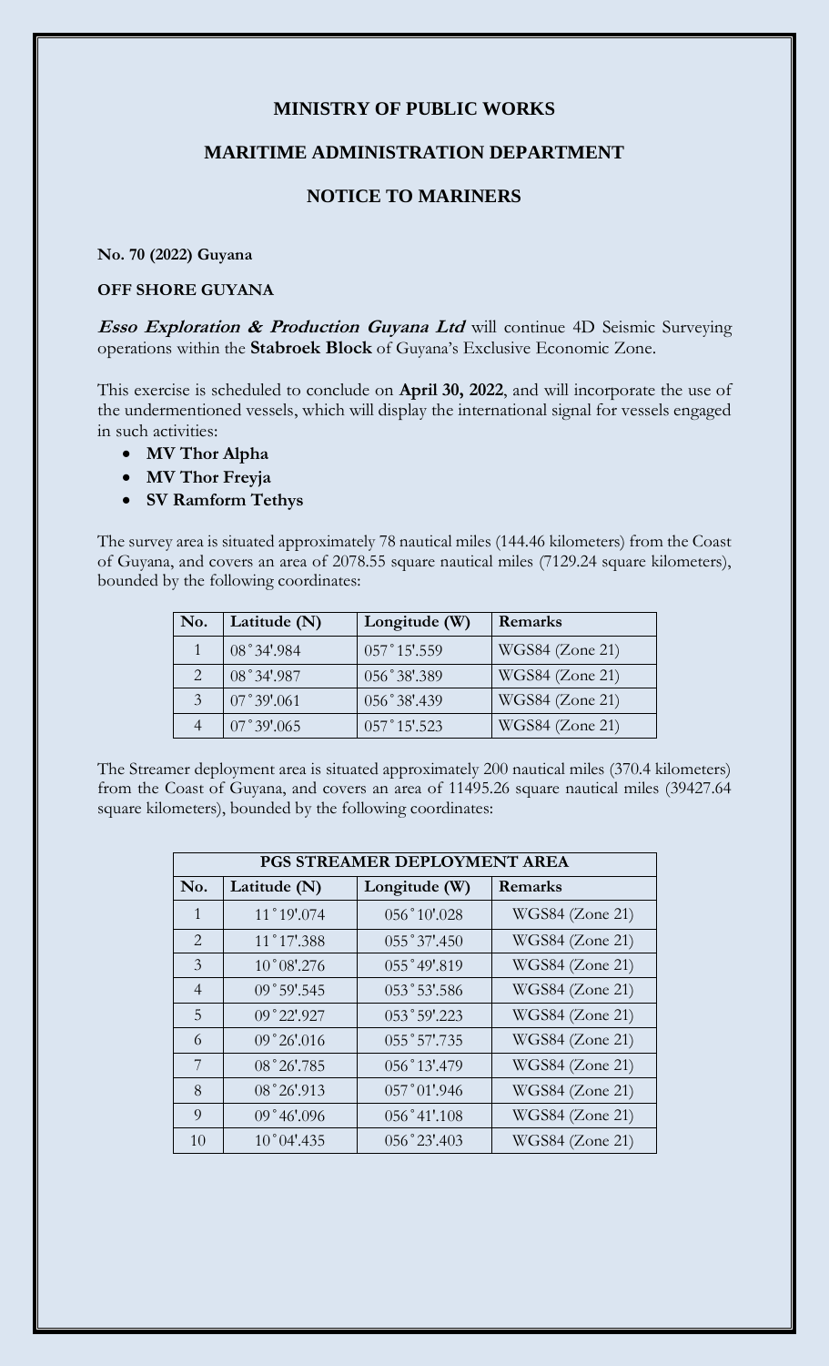# MINISTRY OF PUBLIC WORKS

## MARITIME ADMINISTRATION DEPARTMENT

## NOTICE TO MARINERS

**No. 70 (2022) Guyana**

**OFF SHORE GUYANA**

***Esso Exploration & Production Guyana Ltd*** will continue 4D Seismic Surveying operations within the **Stabroek Block** of Guyana's Exclusive Economic Zone.

This exercise is scheduled to conclude on **April 30, 2022**, and will incorporate the use of the undermentioned vessels, which will display the international signal for vessels engaged in such activities:

- **MV Thor Alpha**
- **MV Thor Freyja**
- **SV Ramform Tethys**

The survey area is situated approximately 78 nautical miles (144.46 kilometers) from the Coast of Guyana, and covers an area of 2078.55 square nautical miles (7129.24 square kilometers), bounded by the following coordinates:

| No. | Latitude (N) | Longitude (W) | Remarks |
|---|---|---|---|
| 1 | 08˚34'.984 | 057˚15'.559 | WGS84 (Zone 21) |
| 2 | 08˚34'.987 | 056˚38'.389 | WGS84 (Zone 21) |
| 3 | 07˚39'.061 | 056˚38'.439 | WGS84 (Zone 21) |
| 4 | 07˚39'.065 | 057˚15'.523 | WGS84 (Zone 21) |

The Streamer deployment area is situated approximately 200 nautical miles (370.4 kilometers) from the Coast of Guyana, and covers an area of 11495.26 square nautical miles (39427.64 square kilometers), bounded by the following coordinates:

| PGS STREAMER DEPLOYMENT AREA | | | |
|---|---|---|---|
| **No.** | **Latitude (N)** | **Longitude (W)** | **Remarks** |
| 1 | 11˚19'.074 | 056˚10'.028 | WGS84 (Zone 21) |
| 2 | 11˚17'.388 | 055˚37'.450 | WGS84 (Zone 21) |
| 3 | 10˚08'.276 | 055˚49'.819 | WGS84 (Zone 21) |
| 4 | 09˚59'.545 | 053˚53'.586 | WGS84 (Zone 21) |
| 5 | 09˚22'.927 | 053˚59'.223 | WGS84 (Zone 21) |
| 6 | 09˚26'.016 | 055˚57'.735 | WGS84 (Zone 21) |
| 7 | 08˚26'.785 | 056˚13'.479 | WGS84 (Zone 21) |
| 8 | 08˚26'.913 | 057˚01'.946 | WGS84 (Zone 21) |
| 9 | 09˚46'.096 | 056˚41'.108 | WGS84 (Zone 21) |
| 10 | 10˚04'.435 | 056˚23'.403 | WGS84 (Zone 21) |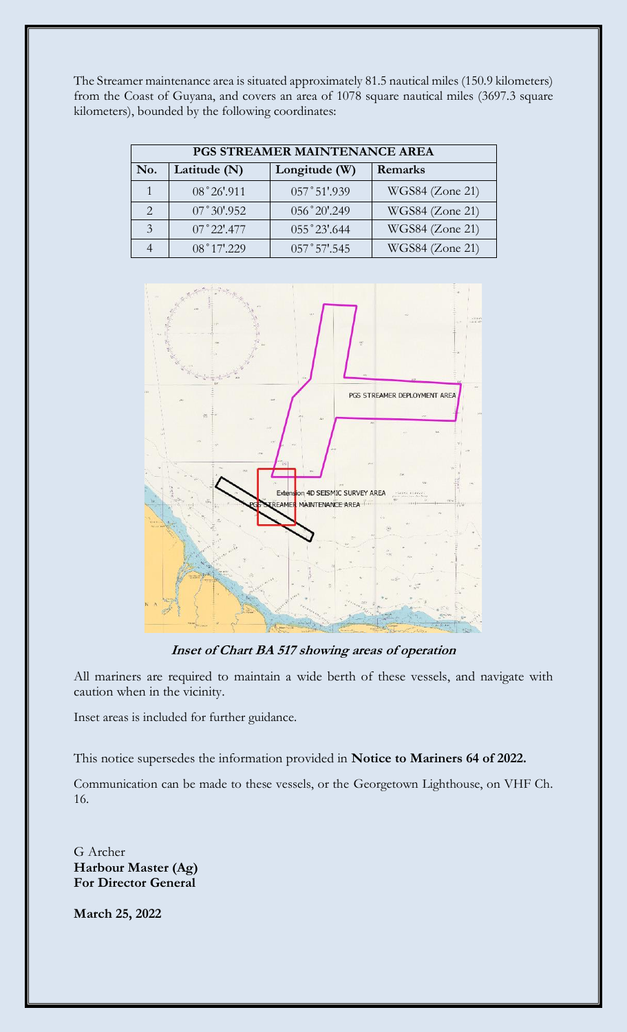The Streamer maintenance area is situated approximately 81.5 nautical miles (150.9 kilometers) from the Coast of Guyana, and covers an area of 1078 square nautical miles (3697.3 square kilometers), bounded by the following coordinates:

| PGS STREAMER MAINTENANCE AREA | | | |
|---|---|---|---|
| **No.** | **Latitude (N)** | **Longitude (W)** | **Remarks** |
| 1 | 08˚26'.911 | 057˚51'.939 | WGS84 (Zone 21) |
| 2 | 07˚30'.952 | 056˚20'.249 | WGS84 (Zone 21) |
| 3 | 07˚22'.477 | 055˚23'.644 | WGS84 (Zone 21) |
| 4 | 08˚17'.229 | 057˚57'.545 | WGS84 (Zone 21) |

PGS STREAMER DEPLOYMENT AREA

Extension 4D SEISMIC SURVEY AREA

PGS STREAMER MAINTENANCE AREA

***Inset of Chart BA 517 showing areas of operation***

All mariners are required to maintain a wide berth of these vessels, and navigate with caution when in the vicinity.

Inset areas is included for further guidance.

This notice supersedes the information provided in **Notice to Mariners 64 of 2022.**

Communication can be made to these vessels, or the Georgetown Lighthouse, on VHF Ch. 16.

G Archer
**Harbour Master (Ag)**
**For Director General**

**March 25, 2022**